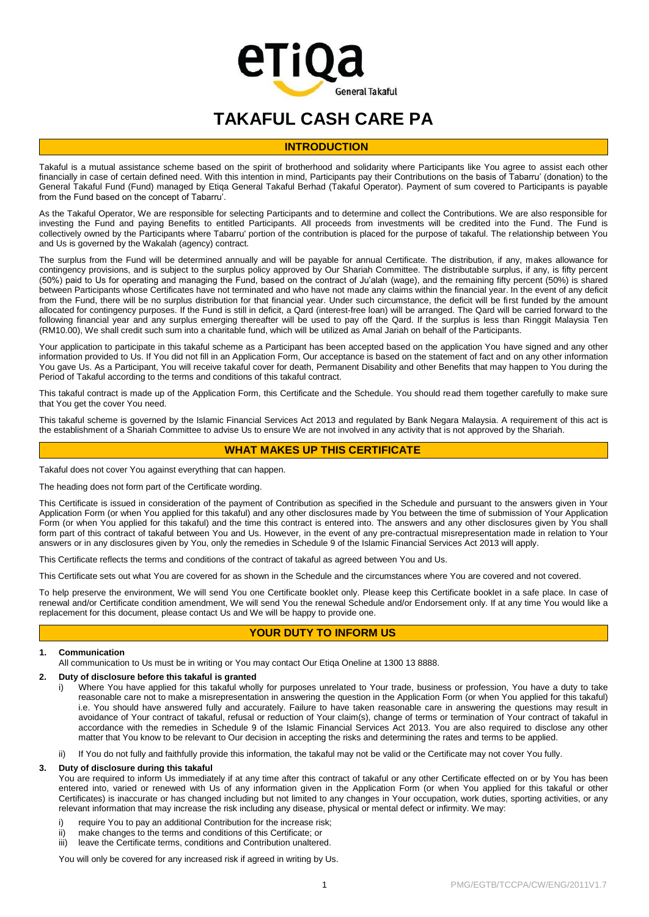# TAKAFUL CASH CARE PA

## INTRODUCTION

Takaful is a mutual assistance scheme based on the spirit of brotherhood and solidarity where Participants like You agree to assist each other financially in case of certain defined need. With this intention in mind, Participants pay their Contributions on the basis of Tabarru' (donation) to the General Takaful Fund (Fund) managed by Etiqa General Takaful Berhad (Takaful Operator). Payment of sum covered to Participants is payable from the Fund based on the concept of Tabarru'.

As the Takaful Operator, We are responsible for selecting Participants and to determine and collect the Contributions. We are also responsible for investing the Fund and paying Benefits to entitled Participants. All proceeds from investments will be credited into the Fund. The Fund is collectively owned by the Participants where Tabarru' portion of the contribution is placed for the purpose of takaful. The relationship between You and Us is governed by the Wakalah (agency) contract.

The surplus from the Fund will be determined annually and will be payable for annual Certificate. The distribution, if any, makes allowance for contingency provisions, and is subject to the surplus policy approved by Our Shariah Committee. The distributable surplus, if any, is fifty percent (50%) paid to Us for operating and managing the Fund, based on the contract of Ju'alah (wage), and the remaining fifty percent (50%) is shared between Participants whose Certificates have not terminated and who have not made any claims within the financial year. In the event of any deficit from the Fund, there will be no surplus distribution for that financial year. Under such circumstance, the deficit will be first funded by the amount allocated for contingency purposes. If the Fund is still in deficit, a Qard (interest-free loan) will be arranged. The Qard will be carried forward to the following financial year and any surplus emerging thereafter will be used to pay off the Qard. If the surplus is less than Ringgit Malaysia Ten (RM10.00), We shall credit such sum into a charitable fund, which will be utilized as Amal Jariah on behalf of the Participants.

Your application to participate in this takaful scheme as a Participant has been accepted based on the application You have signed and any other information provided to Us. If You did not fill in an Application Form, Our acceptance is based on the statement of fact and on any other information You gave Us. As a Participant, You will receive takaful cover for death, Permanent Disability and other Benefits that may happen to You during the Period of Takaful according to the terms and conditions of this takaful contract.

This takaful contract is made up of the Application Form, this Certificate and the Schedule. You should read them together carefully to make sure that You get the cover You need.

This takaful scheme is governed by the Islamic Financial Services Act 2013 and regulated by Bank Negara Malaysia. A requirement of this act is the establishment of a Shariah Committee to advise Us to ensure We are not involved in any activity that is not approved by the Shariah.

## WHAT MAKES UP THIS CERTIFICATE

Takaful does not cover You against everything that can happen.

The heading does not form part of the Certificate wording.

This Certificate is issued in consideration of the payment of Contribution as specified in the Schedule and pursuant to the answers given in Your Application Form (or when You applied for this takaful) and any other disclosures made by You between the time of submission of Your Application Form (or when You applied for this takaful) and the time this contract is entered into. The answers and any other disclosures given by You shall form part of this contract of takaful between You and Us. However, in the event of any pre-contractual misrepresentation made in relation to Your answers or in any disclosures given by You, only the remedies in Schedule 9 of the Islamic Financial Services Act 2013 will apply.

This Certificate reflects the terms and conditions of the contract of takaful as agreed between You and Us.

This Certificate sets out what You are covered for as shown in the Schedule and the circumstances where You are covered and not covered.

To help preserve the environment, We will send You one Certificate booklet only. Please keep this Certificate booklet in a safe place. In case of renewal and/or Certificate condition amendment, We will send You the renewal Schedule and/or Endorsement only. If at any time You would like a replacement for this document, please contact Us and We will be happy to provide one.

## YOUR DUTY TO INFORM US

**1. Communication**

All communication to Us must be in writing or You may contact Our Etiqa Oneline at 1300 13 8888.

**2. Duty of disclosure before this takaful is granted**

i) Where You have applied for this takaful wholly for purposes unrelated to Your trade, business or profession, You have a duty to take reasonable care not to make a misrepresentation in answering the question in the Application Form (or when You applied for this takaful) i.e. You should have answered fully and accurately. Failure to have taken reasonable care in answering the questions may result in avoidance of Your contract of takaful, refusal or reduction of Your claim(s), change of terms or termination of Your contract of takaful in accordance with the remedies in Schedule 9 of the Islamic Financial Services Act 2013. You are also required to disclose any other matter that You know to be relevant to Our decision in accepting the risks and determining the rates and terms to be applied.

ii) If You do not fully and faithfully provide this information, the takaful may not be valid or the Certificate may not cover You fully.

**3. Duty of disclosure during this takaful**

You are required to inform Us immediately if at any time after this contract of takaful or any other Certificate effected on or by You has been entered into, varied or renewed with Us of any information given in the Application Form (or when You applied for this takaful or other Certificates) is inaccurate or has changed including but not limited to any changes in Your occupation, work duties, sporting activities, or any relevant information that may increase the risk including any disease, physical or mental defect or infirmity. We may:

i) require You to pay an additional Contribution for the increase risk;
ii) make changes to the terms and conditions of this Certificate; or
iii) leave the Certificate terms, conditions and Contribution unaltered.

You will only be covered for any increased risk if agreed in writing by Us.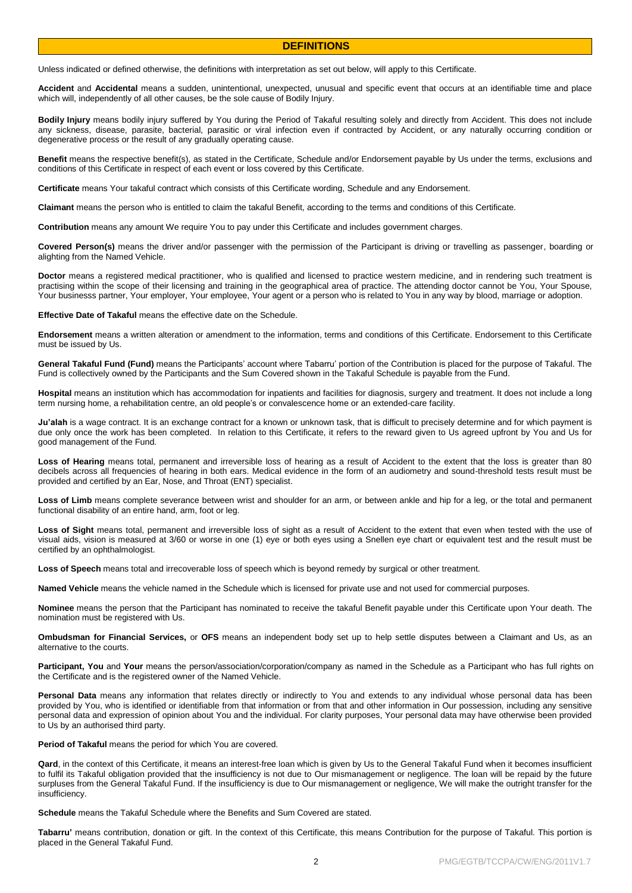## DEFINITIONS

Unless indicated or defined otherwise, the definitions with interpretation as set out below, will apply to this Certificate.

**Accident** and **Accidental** means a sudden, unintentional, unexpected, unusual and specific event that occurs at an identifiable time and place which will, independently of all other causes, be the sole cause of Bodily Injury.

**Bodily Injury** means bodily injury suffered by You during the Period of Takaful resulting solely and directly from Accident. This does not include any sickness, disease, parasite, bacterial, parasitic or viral infection even if contracted by Accident, or any naturally occurring condition or degenerative process or the result of any gradually operating cause.

**Benefit** means the respective benefit(s), as stated in the Certificate, Schedule and/or Endorsement payable by Us under the terms, exclusions and conditions of this Certificate in respect of each event or loss covered by this Certificate.

**Certificate** means Your takaful contract which consists of this Certificate wording, Schedule and any Endorsement.

**Claimant** means the person who is entitled to claim the takaful Benefit, according to the terms and conditions of this Certificate.

**Contribution** means any amount We require You to pay under this Certificate and includes government charges.

**Covered Person(s)** means the driver and/or passenger with the permission of the Participant is driving or travelling as passenger, boarding or alighting from the Named Vehicle.

**Doctor** means a registered medical practitioner, who is qualified and licensed to practice western medicine, and in rendering such treatment is practising within the scope of their licensing and training in the geographical area of practice. The attending doctor cannot be You, Your Spouse, Your businesss partner, Your employer, Your employee, Your agent or a person who is related to You in any way by blood, marriage or adoption.

**Effective Date of Takaful** means the effective date on the Schedule.

**Endorsement** means a written alteration or amendment to the information, terms and conditions of this Certificate. Endorsement to this Certificate must be issued by Us.

**General Takaful Fund (Fund)** means the Participants' account where Tabarru' portion of the Contribution is placed for the purpose of Takaful. The Fund is collectively owned by the Participants and the Sum Covered shown in the Takaful Schedule is payable from the Fund.

**Hospital** means an institution which has accommodation for inpatients and facilities for diagnosis, surgery and treatment. It does not include a long term nursing home, a rehabilitation centre, an old people's or convalescence home or an extended-care facility.

**Ju'alah** is a wage contract. It is an exchange contract for a known or unknown task, that is difficult to precisely determine and for which payment is due only once the work has been completed. In relation to this Certificate, it refers to the reward given to Us agreed upfront by You and Us for good management of the Fund.

**Loss of Hearing** means total, permanent and irreversible loss of hearing as a result of Accident to the extent that the loss is greater than 80 decibels across all frequencies of hearing in both ears. Medical evidence in the form of an audiometry and sound-threshold tests result must be provided and certified by an Ear, Nose, and Throat (ENT) specialist.

**Loss of Limb** means complete severance between wrist and shoulder for an arm, or between ankle and hip for a leg, or the total and permanent functional disability of an entire hand, arm, foot or leg.

**Loss of Sight** means total, permanent and irreversible loss of sight as a result of Accident to the extent that even when tested with the use of visual aids, vision is measured at 3/60 or worse in one (1) eye or both eyes using a Snellen eye chart or equivalent test and the result must be certified by an ophthalmologist.

**Loss of Speech** means total and irrecoverable loss of speech which is beyond remedy by surgical or other treatment.

**Named Vehicle** means the vehicle named in the Schedule which is licensed for private use and not used for commercial purposes.

**Nominee** means the person that the Participant has nominated to receive the takaful Benefit payable under this Certificate upon Your death. The nomination must be registered with Us.

**Ombudsman for Financial Services,** or **OFS** means an independent body set up to help settle disputes between a Claimant and Us, as an alternative to the courts.

**Participant, You** and **Your** means the person/association/corporation/company as named in the Schedule as a Participant who has full rights on the Certificate and is the registered owner of the Named Vehicle.

**Personal Data** means any information that relates directly or indirectly to You and extends to any individual whose personal data has been provided by You, who is identified or identifiable from that information or from that and other information in Our possession, including any sensitive personal data and expression of opinion about You and the individual. For clarity purposes, Your personal data may have otherwise been provided to Us by an authorised third party.

**Period of Takaful** means the period for which You are covered.

**Qard**, in the context of this Certificate, it means an interest-free loan which is given by Us to the General Takaful Fund when it becomes insufficient to fulfil its Takaful obligation provided that the insufficiency is not due to Our mismanagement or negligence. The loan will be repaid by the future surpluses from the General Takaful Fund. If the insufficiency is due to Our mismanagement or negligence, We will make the outright transfer for the insufficiency.

**Schedule** means the Takaful Schedule where the Benefits and Sum Covered are stated.

**Tabarru'** means contribution, donation or gift. In the context of this Certificate, this means Contribution for the purpose of Takaful. This portion is placed in the General Takaful Fund.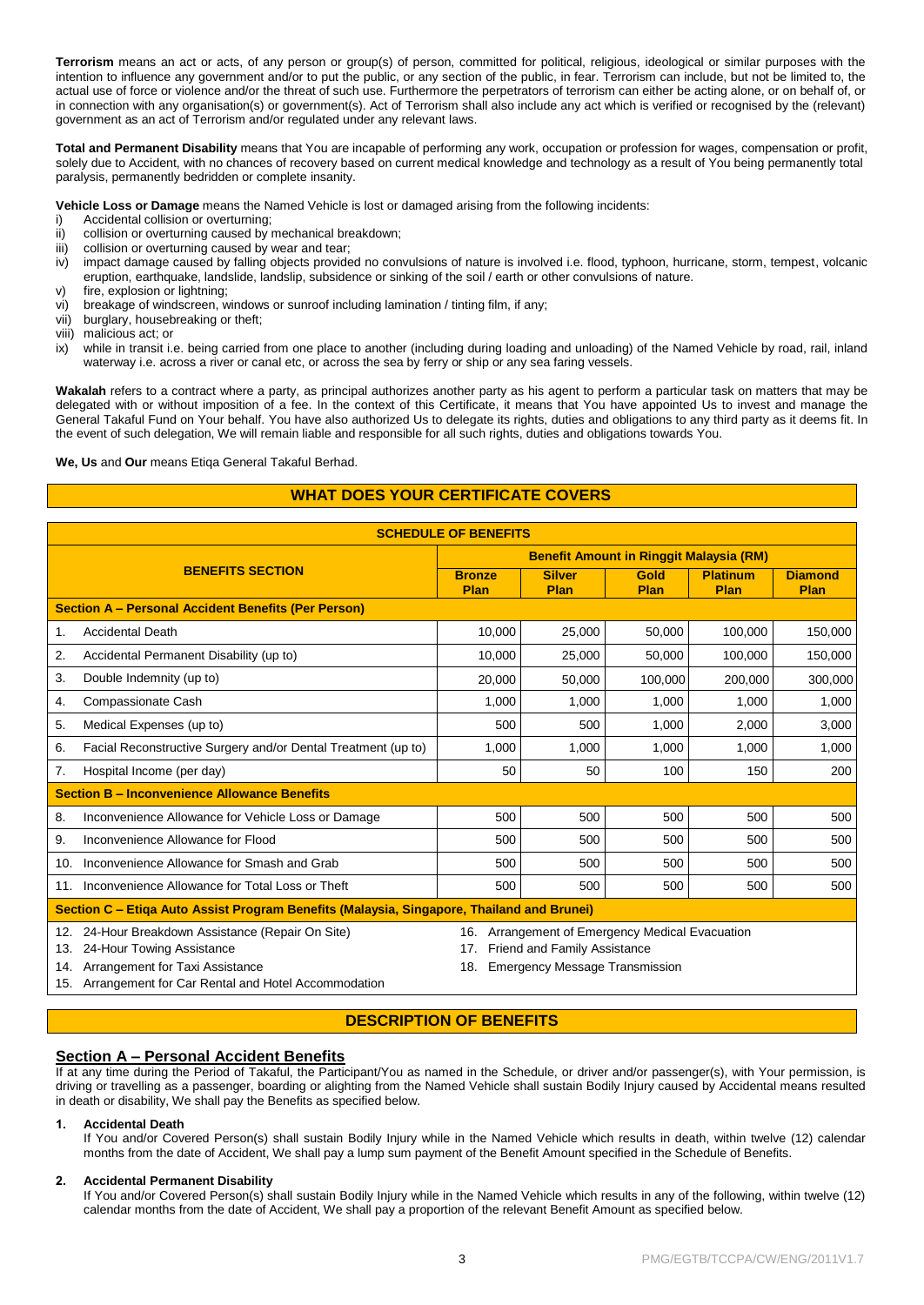**Terrorism** means an act or acts, of any person or group(s) of person, committed for political, religious, ideological or similar purposes with the intention to influence any government and/or to put the public, or any section of the public, in fear. Terrorism can include, but not be limited to, the actual use of force or violence and/or the threat of such use. Furthermore the perpetrators of terrorism can either be acting alone, or on behalf of, or in connection with any organisation(s) or government(s). Act of Terrorism shall also include any act which is verified or recognised by the (relevant) government as an act of Terrorism and/or regulated under any relevant laws.

**Total and Permanent Disability** means that You are incapable of performing any work, occupation or profession for wages, compensation or profit, solely due to Accident, with no chances of recovery based on current medical knowledge and technology as a result of You being permanently total paralysis, permanently bedridden or complete insanity.

**Vehicle Loss or Damage** means the Named Vehicle is lost or damaged arising from the following incidents:

i) Accidental collision or overturning;
ii) collision or overturning caused by mechanical breakdown;
iii) collision or overturning caused by wear and tear;
iv) impact damage caused by falling objects provided no convulsions of nature is involved i.e. flood, typhoon, hurricane, storm, tempest, volcanic eruption, earthquake, landslide, landslip, subsidence or sinking of the soil / earth or other convulsions of nature.
v) fire, explosion or lightning;
vi) breakage of windscreen, windows or sunroof including lamination / tinting film, if any;
vii) burglary, housebreaking or theft;
viii) malicious act; or
ix) while in transit i.e. being carried from one place to another (including during loading and unloading) of the Named Vehicle by road, rail, inland waterway i.e. across a river or canal etc, or across the sea by ferry or ship or any sea faring vessels.

**Wakalah** refers to a contract where a party, as principal authorizes another party as his agent to perform a particular task on matters that may be delegated with or without imposition of a fee. In the context of this Certificate, it means that You have appointed Us to invest and manage the General Takaful Fund on Your behalf. You have also authorized Us to delegate its rights, duties and obligations to any third party as it deems fit. In the event of such delegation, We will remain liable and responsible for all such rights, duties and obligations towards You.

**We, Us** and **Our** means Etiqa General Takaful Berhad.

## WHAT DOES YOUR CERTIFICATE COVERS

**SCHEDULE OF BENEFITS**

| BENEFITS SECTION | Benefit Amount in Ringgit Malaysia (RM) | | | | |
|---|---|---|---|---|---|
| | **Bronze Plan** | **Silver Plan** | **Gold Plan** | **Platinum Plan** | **Diamond Plan** |
| **Section A – Personal Accident Benefits (Per Person)** | | | | | |
| 1. Accidental Death | 10,000 | 25,000 | 50,000 | 100,000 | 150,000 |
| 2. Accidental Permanent Disability (up to) | 10,000 | 25,000 | 50,000 | 100,000 | 150,000 |
| 3. Double Indemnity (up to) | 20,000 | 50,000 | 100,000 | 200,000 | 300,000 |
| 4. Compassionate Cash | 1,000 | 1,000 | 1,000 | 1,000 | 1,000 |
| 5. Medical Expenses (up to) | 500 | 500 | 1,000 | 2,000 | 3,000 |
| 6. Facial Reconstructive Surgery and/or Dental Treatment (up to) | 1,000 | 1,000 | 1,000 | 1,000 | 1,000 |
| 7. Hospital Income (per day) | 50 | 50 | 100 | 150 | 200 |
| **Section B – Inconvenience Allowance Benefits** | | | | | |
| 8. Inconvenience Allowance for Vehicle Loss or Damage | 500 | 500 | 500 | 500 | 500 |
| 9. Inconvenience Allowance for Flood | 500 | 500 | 500 | 500 | 500 |
| 10. Inconvenience Allowance for Smash and Grab | 500 | 500 | 500 | 500 | 500 |
| 11. Inconvenience Allowance for Total Loss or Theft | 500 | 500 | 500 | 500 | 500 |
| **Section C – Etiqa Auto Assist Program Benefits (Malaysia, Singapore, Thailand and Brunei)** | | | | | |
| 12. 24-Hour Breakdown Assistance (Repair On Site)<br>13. 24-Hour Towing Assistance<br>14. Arrangement for Taxi Assistance<br>15. Arrangement for Car Rental and Hotel Accommodation | 16. Arrangement of Emergency Medical Evacuation<br>17. Friend and Family Assistance<br>18. Emergency Message Transmission | | | | |

## DESCRIPTION OF BENEFITS

### Section A – Personal Accident Benefits

If at any time during the Period of Takaful, the Participant/You as named in the Schedule, or driver and/or passenger(s), with Your permission, is driving or travelling as a passenger, boarding or alighting from the Named Vehicle shall sustain Bodily Injury caused by Accidental means resulted in death or disability, We shall pay the Benefits as specified below.

**1. Accidental Death**

If You and/or Covered Person(s) shall sustain Bodily Injury while in the Named Vehicle which results in death, within twelve (12) calendar months from the date of Accident, We shall pay a lump sum payment of the Benefit Amount specified in the Schedule of Benefits.

**2. Accidental Permanent Disability**

If You and/or Covered Person(s) shall sustain Bodily Injury while in the Named Vehicle which results in any of the following, within twelve (12) calendar months from the date of Accident, We shall pay a proportion of the relevant Benefit Amount as specified below.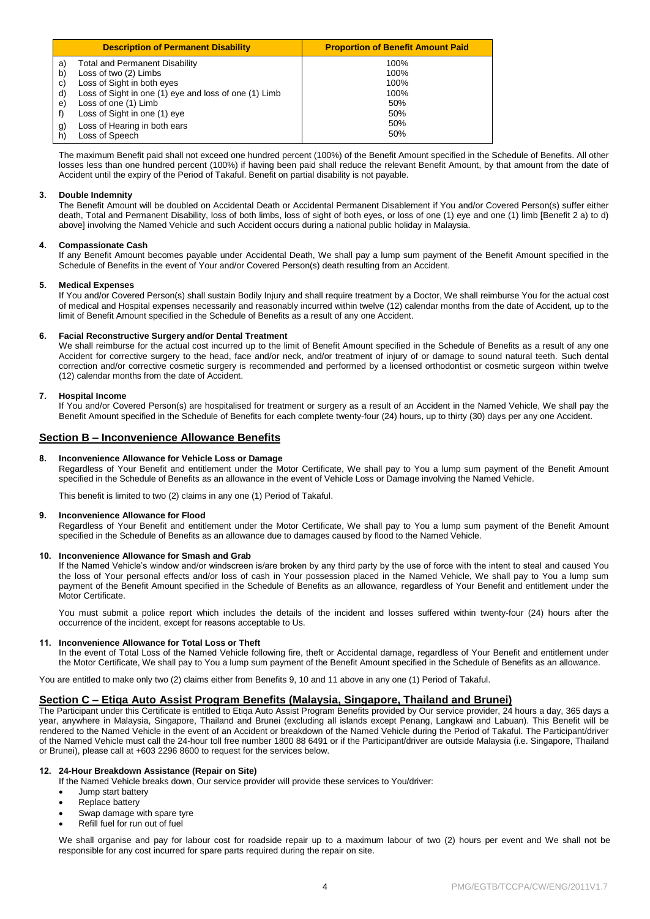| Description of Permanent Disability | Proportion of Benefit Amount Paid |
|---|---|
| a) Total and Permanent Disability | 100% |
| b) Loss of two (2) Limbs | 100% |
| c) Loss of Sight in both eyes | 100% |
| d) Loss of Sight in one (1) eye and loss of one (1) Limb | 100% |
| e) Loss of one (1) Limb | 50% |
| f) Loss of Sight in one (1) eye | 50% |
| g) Loss of Hearing in both ears | 50% |
| h) Loss of Speech | 50% |

The maximum Benefit paid shall not exceed one hundred percent (100%) of the Benefit Amount specified in the Schedule of Benefits. All other losses less than one hundred percent (100%) if having been paid shall reduce the relevant Benefit Amount, by that amount from the date of Accident until the expiry of the Period of Takaful. Benefit on partial disability is not payable.

**3. Double Indemnity**

The Benefit Amount will be doubled on Accidental Death or Accidental Permanent Disablement if You and/or Covered Person(s) suffer either death, Total and Permanent Disability, loss of both limbs, loss of sight of both eyes, or loss of one (1) eye and one (1) limb [Benefit 2 a) to d) above] involving the Named Vehicle and such Accident occurs during a national public holiday in Malaysia.

**4. Compassionate Cash**

If any Benefit Amount becomes payable under Accidental Death, We shall pay a lump sum payment of the Benefit Amount specified in the Schedule of Benefits in the event of Your and/or Covered Person(s) death resulting from an Accident.

**5. Medical Expenses**

If You and/or Covered Person(s) shall sustain Bodily Injury and shall require treatment by a Doctor, We shall reimburse You for the actual cost of medical and Hospital expenses necessarily and reasonably incurred within twelve (12) calendar months from the date of Accident, up to the limit of Benefit Amount specified in the Schedule of Benefits as a result of any one Accident.

**6. Facial Reconstructive Surgery and/or Dental Treatment**

We shall reimburse for the actual cost incurred up to the limit of Benefit Amount specified in the Schedule of Benefits as a result of any one Accident for corrective surgery to the head, face and/or neck, and/or treatment of injury of or damage to sound natural teeth. Such dental correction and/or corrective cosmetic surgery is recommended and performed by a licensed orthodontist or cosmetic surgeon within twelve (12) calendar months from the date of Accident.

**7. Hospital Income**

If You and/or Covered Person(s) are hospitalised for treatment or surgery as a result of an Accident in the Named Vehicle, We shall pay the Benefit Amount specified in the Schedule of Benefits for each complete twenty-four (24) hours, up to thirty (30) days per any one Accident.

## Section B – Inconvenience Allowance Benefits

**8. Inconvenience Allowance for Vehicle Loss or Damage**

Regardless of Your Benefit and entitlement under the Motor Certificate, We shall pay to You a lump sum payment of the Benefit Amount specified in the Schedule of Benefits as an allowance in the event of Vehicle Loss or Damage involving the Named Vehicle.

This benefit is limited to two (2) claims in any one (1) Period of Takaful.

**9. Inconvenience Allowance for Flood**

Regardless of Your Benefit and entitlement under the Motor Certificate, We shall pay to You a lump sum payment of the Benefit Amount specified in the Schedule of Benefits as an allowance due to damages caused by flood to the Named Vehicle.

**10. Inconvenience Allowance for Smash and Grab**

If the Named Vehicle's window and/or windscreen is/are broken by any third party by the use of force with the intent to steal and caused You the loss of Your personal effects and/or loss of cash in Your possession placed in the Named Vehicle, We shall pay to You a lump sum payment of the Benefit Amount specified in the Schedule of Benefits as an allowance, regardless of Your Benefit and entitlement under the Motor Certificate.

You must submit a police report which includes the details of the incident and losses suffered within twenty-four (24) hours after the occurrence of the incident, except for reasons acceptable to Us.

**11. Inconvenience Allowance for Total Loss or Theft**

In the event of Total Loss of the Named Vehicle following fire, theft or Accidental damage, regardless of Your Benefit and entitlement under the Motor Certificate, We shall pay to You a lump sum payment of the Benefit Amount specified in the Schedule of Benefits as an allowance.

You are entitled to make only two (2) claims either from Benefits 9, 10 and 11 above in any one (1) Period of Takaful.

## Section C – Etiqa Auto Assist Program Benefits (Malaysia, Singapore, Thailand and Brunei)

The Participant under this Certificate is entitled to Etiqa Auto Assist Program Benefits provided by Our service provider, 24 hours a day, 365 days a year, anywhere in Malaysia, Singapore, Thailand and Brunei (excluding all islands except Penang, Langkawi and Labuan). This Benefit will be rendered to the Named Vehicle in the event of an Accident or breakdown of the Named Vehicle during the Period of Takaful. The Participant/driver of the Named Vehicle must call the 24-hour toll free number 1800 88 6491 or if the Participant/driver are outside Malaysia (i.e. Singapore, Thailand or Brunei), please call at +603 2296 8600 to request for the services below.

**12. 24-Hour Breakdown Assistance (Repair on Site)**

If the Named Vehicle breaks down, Our service provider will provide these services to You/driver:

- Jump start battery
- Replace battery
- Swap damage with spare tyre
- Refill fuel for run out of fuel

We shall organise and pay for labour cost for roadside repair up to a maximum labour of two (2) hours per event and We shall not be responsible for any cost incurred for spare parts required during the repair on site.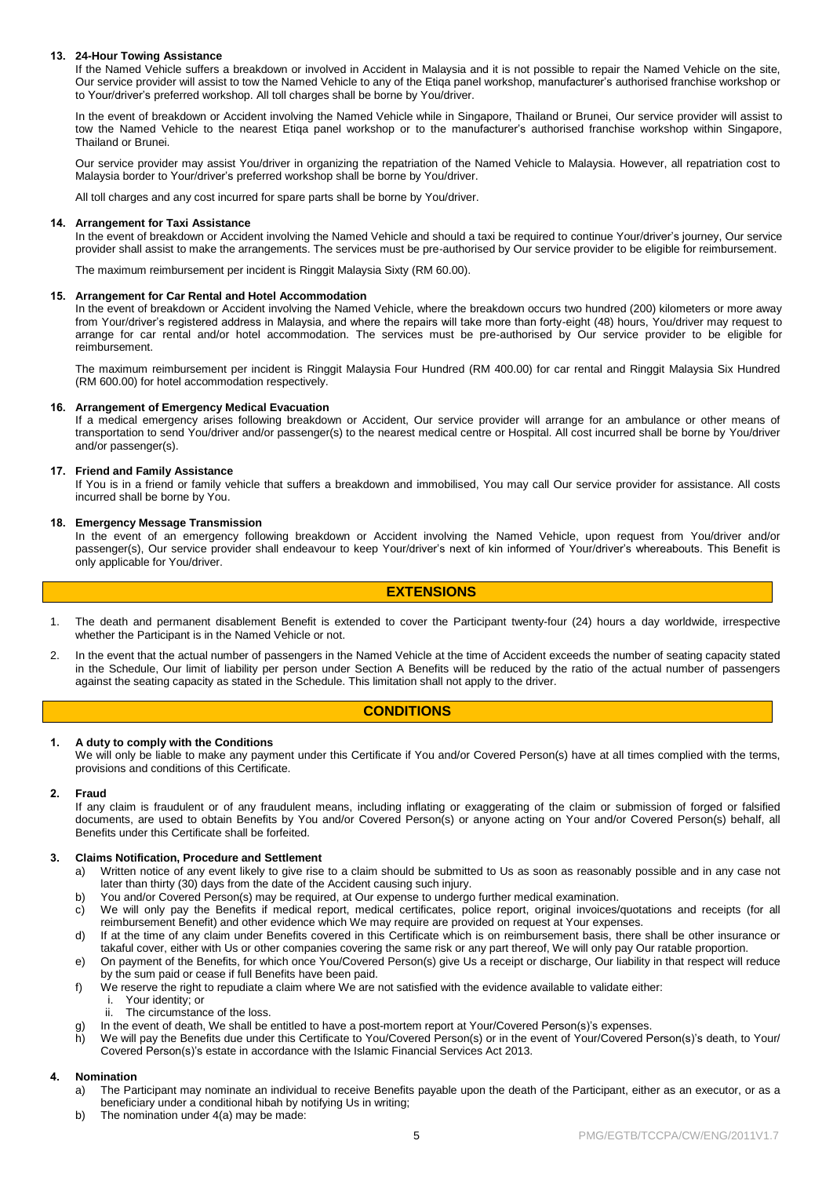### 13. 24-Hour Towing Assistance

If the Named Vehicle suffers a breakdown or involved in Accident in Malaysia and it is not possible to repair the Named Vehicle on the site, Our service provider will assist to tow the Named Vehicle to any of the Etiqa panel workshop, manufacturer's authorised franchise workshop or to Your/driver's preferred workshop. All toll charges shall be borne by You/driver.

In the event of breakdown or Accident involving the Named Vehicle while in Singapore, Thailand or Brunei, Our service provider will assist to tow the Named Vehicle to the nearest Etiqa panel workshop or to the manufacturer's authorised franchise workshop within Singapore, Thailand or Brunei.

Our service provider may assist You/driver in organizing the repatriation of the Named Vehicle to Malaysia. However, all repatriation cost to Malaysia border to Your/driver's preferred workshop shall be borne by You/driver.

All toll charges and any cost incurred for spare parts shall be borne by You/driver.

### 14. Arrangement for Taxi Assistance

In the event of breakdown or Accident involving the Named Vehicle and should a taxi be required to continue Your/driver's journey, Our service provider shall assist to make the arrangements. The services must be pre-authorised by Our service provider to be eligible for reimbursement.

The maximum reimbursement per incident is Ringgit Malaysia Sixty (RM 60.00).

### 15. Arrangement for Car Rental and Hotel Accommodation

In the event of breakdown or Accident involving the Named Vehicle, where the breakdown occurs two hundred (200) kilometers or more away from Your/driver's registered address in Malaysia, and where the repairs will take more than forty-eight (48) hours, You/driver may request to arrange for car rental and/or hotel accommodation. The services must be pre-authorised by Our service provider to be eligible for reimbursement.

The maximum reimbursement per incident is Ringgit Malaysia Four Hundred (RM 400.00) for car rental and Ringgit Malaysia Six Hundred (RM 600.00) for hotel accommodation respectively.

### 16. Arrangement of Emergency Medical Evacuation

If a medical emergency arises following breakdown or Accident, Our service provider will arrange for an ambulance or other means of transportation to send You/driver and/or passenger(s) to the nearest medical centre or Hospital. All cost incurred shall be borne by You/driver and/or passenger(s).

### 17. Friend and Family Assistance

If You is in a friend or family vehicle that suffers a breakdown and immobilised, You may call Our service provider for assistance. All costs incurred shall be borne by You.

### 18. Emergency Message Transmission

In the event of an emergency following breakdown or Accident involving the Named Vehicle, upon request from You/driver and/or passenger(s), Our service provider shall endeavour to keep Your/driver's next of kin informed of Your/driver's whereabouts. This Benefit is only applicable for You/driver.

## EXTENSIONS

1. The death and permanent disablement Benefit is extended to cover the Participant twenty-four (24) hours a day worldwide, irrespective whether the Participant is in the Named Vehicle or not.
2. In the event that the actual number of passengers in the Named Vehicle at the time of Accident exceeds the number of seating capacity stated in the Schedule, Our limit of liability per person under Section A Benefits will be reduced by the ratio of the actual number of passengers against the seating capacity as stated in the Schedule. This limitation shall not apply to the driver.

## CONDITIONS

### 1. A duty to comply with the Conditions

We will only be liable to make any payment under this Certificate if You and/or Covered Person(s) have at all times complied with the terms, provisions and conditions of this Certificate.

### 2. Fraud

If any claim is fraudulent or of any fraudulent means, including inflating or exaggerating of the claim or submission of forged or falsified documents, are used to obtain Benefits by You and/or Covered Person(s) or anyone acting on Your and/or Covered Person(s) behalf, all Benefits under this Certificate shall be forfeited.

### 3. Claims Notification, Procedure and Settlement

a) Written notice of any event likely to give rise to a claim should be submitted to Us as soon as reasonably possible and in any case not later than thirty (30) days from the date of the Accident causing such injury.

b) You and/or Covered Person(s) may be required, at Our expense to undergo further medical examination.

c) We will only pay the Benefits if medical report, medical certificates, police report, original invoices/quotations and receipts (for all reimbursement Benefit) and other evidence which We may require are provided on request at Your expenses.

d) If at the time of any claim under Benefits covered in this Certificate which is on reimbursement basis, there shall be other insurance or takaful cover, either with Us or other companies covering the same risk or any part thereof, We will only pay Our ratable proportion.

e) On payment of the Benefits, for which once You/Covered Person(s) give Us a receipt or discharge, Our liability in that respect will reduce by the sum paid or cease if full Benefits have been paid.

f) We reserve the right to repudiate a claim where We are not satisfied with the evidence available to validate either:
   i. Your identity; or
   ii. The circumstance of the loss.

g) In the event of death, We shall be entitled to have a post-mortem report at Your/Covered Person(s)'s expenses.

h) We will pay the Benefits due under this Certificate to You/Covered Person(s) or in the event of Your/Covered Person(s)'s death, to Your/ Covered Person(s)'s estate in accordance with the Islamic Financial Services Act 2013.

### 4. Nomination

a) The Participant may nominate an individual to receive Benefits payable upon the death of the Participant, either as an executor, or as a beneficiary under a conditional hibah by notifying Us in writing;

b) The nomination under 4(a) may be made: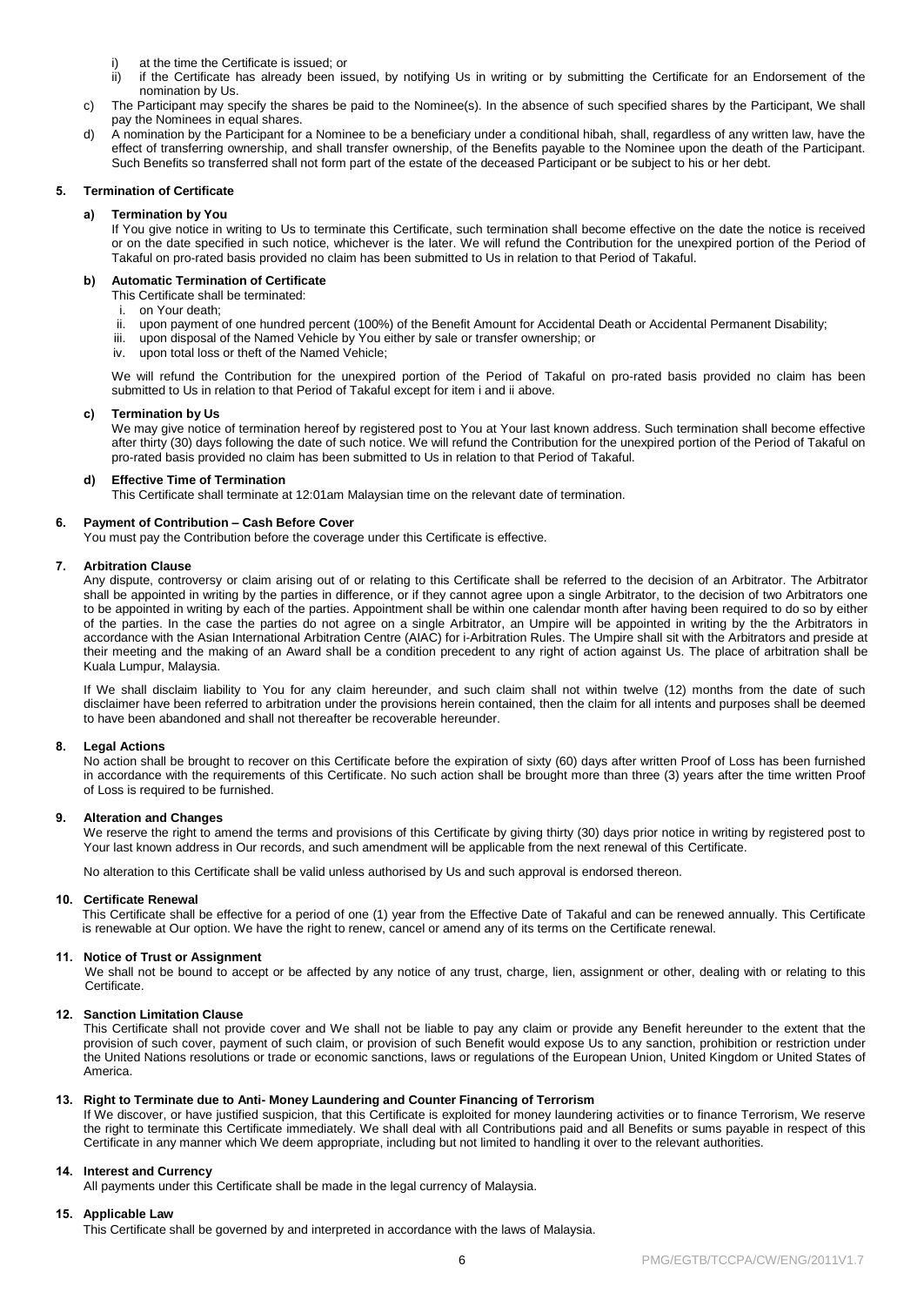i) at the time the Certificate is issued; or
ii) if the Certificate has already been issued, by notifying Us in writing or by submitting the Certificate for an Endorsement of the nomination by Us.

c) The Participant may specify the shares be paid to the Nominee(s). In the absence of such specified shares by the Participant, We shall pay the Nominees in equal shares.

d) A nomination by the Participant for a Nominee to be a beneficiary under a conditional hibah, shall, regardless of any written law, have the effect of transferring ownership, and shall transfer ownership, of the Benefits payable to the Nominee upon the death of the Participant. Such Benefits so transferred shall not form part of the estate of the deceased Participant or be subject to his or her debt.

## 5. Termination of Certificate

### a) Termination by You

If You give notice in writing to Us to terminate this Certificate, such termination shall become effective on the date the notice is received or on the date specified in such notice, whichever is the later. We will refund the Contribution for the unexpired portion of the Period of Takaful on pro-rated basis provided no claim has been submitted to Us in relation to that Period of Takaful.

### b) Automatic Termination of Certificate

This Certificate shall be terminated:

i. on Your death;
ii. upon payment of one hundred percent (100%) of the Benefit Amount for Accidental Death or Accidental Permanent Disability;
iii. upon disposal of the Named Vehicle by You either by sale or transfer ownership; or
iv. upon total loss or theft of the Named Vehicle;

We will refund the Contribution for the unexpired portion of the Period of Takaful on pro-rated basis provided no claim has been submitted to Us in relation to that Period of Takaful except for item i and ii above.

### c) Termination by Us

We may give notice of termination hereof by registered post to You at Your last known address. Such termination shall become effective after thirty (30) days following the date of such notice. We will refund the Contribution for the unexpired portion of the Period of Takaful on pro-rated basis provided no claim has been submitted to Us in relation to that Period of Takaful.

### d) Effective Time of Termination

This Certificate shall terminate at 12:01am Malaysian time on the relevant date of termination.

## 6. Payment of Contribution – Cash Before Cover

You must pay the Contribution before the coverage under this Certificate is effective.

## 7. Arbitration Clause

Any dispute, controversy or claim arising out of or relating to this Certificate shall be referred to the decision of an Arbitrator. The Arbitrator shall be appointed in writing by the parties in difference, or if they cannot agree upon a single Arbitrator, to the decision of two Arbitrators one to be appointed in writing by each of the parties. Appointment shall be within one calendar month after having been required to do so by either of the parties. In the case the parties do not agree on a single Arbitrator, an Umpire will be appointed in writing by the the Arbitrators in accordance with the Asian International Arbitration Centre (AIAC) for i-Arbitration Rules. The Umpire shall sit with the Arbitrators and preside at their meeting and the making of an Award shall be a condition precedent to any right of action against Us. The place of arbitration shall be Kuala Lumpur, Malaysia.

If We shall disclaim liability to You for any claim hereunder, and such claim shall not within twelve (12) months from the date of such disclaimer have been referred to arbitration under the provisions herein contained, then the claim for all intents and purposes shall be deemed to have been abandoned and shall not thereafter be recoverable hereunder.

## 8. Legal Actions

No action shall be brought to recover on this Certificate before the expiration of sixty (60) days after written Proof of Loss has been furnished in accordance with the requirements of this Certificate. No such action shall be brought more than three (3) years after the time written Proof of Loss is required to be furnished.

## 9. Alteration and Changes

We reserve the right to amend the terms and provisions of this Certificate by giving thirty (30) days prior notice in writing by registered post to Your last known address in Our records, and such amendment will be applicable from the next renewal of this Certificate.

No alteration to this Certificate shall be valid unless authorised by Us and such approval is endorsed thereon.

## 10. Certificate Renewal

This Certificate shall be effective for a period of one (1) year from the Effective Date of Takaful and can be renewed annually. This Certificate is renewable at Our option. We have the right to renew, cancel or amend any of its terms on the Certificate renewal.

## 11. Notice of Trust or Assignment

We shall not be bound to accept or be affected by any notice of any trust, charge, lien, assignment or other, dealing with or relating to this Certificate.

## 12. Sanction Limitation Clause

This Certificate shall not provide cover and We shall not be liable to pay any claim or provide any Benefit hereunder to the extent that the provision of such cover, payment of such claim, or provision of such Benefit would expose Us to any sanction, prohibition or restriction under the United Nations resolutions or trade or economic sanctions, laws or regulations of the European Union, United Kingdom or United States of America.

## 13. Right to Terminate due to Anti- Money Laundering and Counter Financing of Terrorism

If We discover, or have justified suspicion, that this Certificate is exploited for money laundering activities or to finance Terrorism, We reserve the right to terminate this Certificate immediately. We shall deal with all Contributions paid and all Benefits or sums payable in respect of this Certificate in any manner which We deem appropriate, including but not limited to handling it over to the relevant authorities.

## 14. Interest and Currency

All payments under this Certificate shall be made in the legal currency of Malaysia.

## 15. Applicable Law

This Certificate shall be governed by and interpreted in accordance with the laws of Malaysia.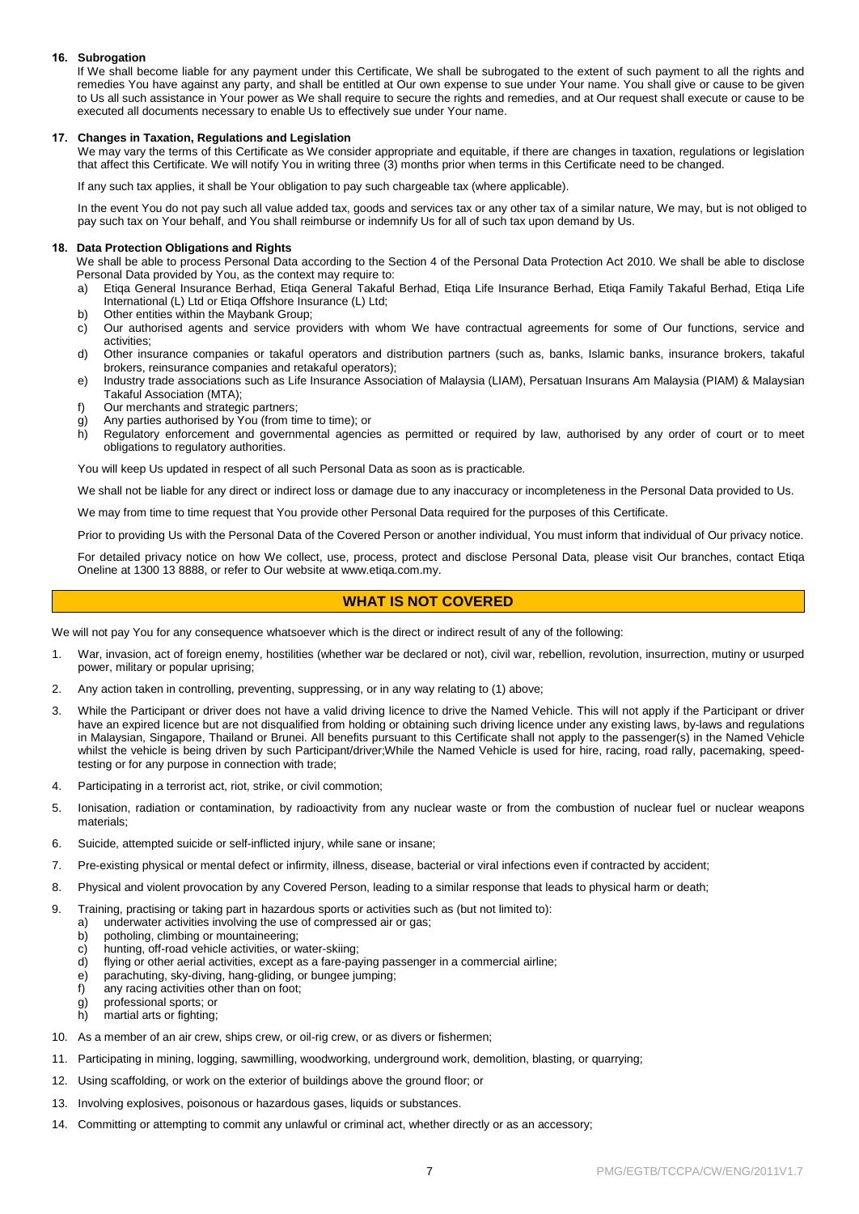### 16. Subrogation

If We shall become liable for any payment under this Certificate, We shall be subrogated to the extent of such payment to all the rights and remedies You have against any party, and shall be entitled at Our own expense to sue under Your name. You shall give or cause to be given to Us all such assistance in Your power as We shall require to secure the rights and remedies, and at Our request shall execute or cause to be executed all documents necessary to enable Us to effectively sue under Your name.

### 17. Changes in Taxation, Regulations and Legislation

We may vary the terms of this Certificate as We consider appropriate and equitable, if there are changes in taxation, regulations or legislation that affect this Certificate. We will notify You in writing three (3) months prior when terms in this Certificate need to be changed.

If any such tax applies, it shall be Your obligation to pay such chargeable tax (where applicable).

In the event You do not pay such all value added tax, goods and services tax or any other tax of a similar nature, We may, but is not obliged to pay such tax on Your behalf, and You shall reimburse or indemnify Us for all of such tax upon demand by Us.

### 18. Data Protection Obligations and Rights

We shall be able to process Personal Data according to the Section 4 of the Personal Data Protection Act 2010. We shall be able to disclose Personal Data provided by You, as the context may require to:

a) Etiqa General Insurance Berhad, Etiqa General Takaful Berhad, Etiqa Life Insurance Berhad, Etiqa Family Takaful Berhad, Etiqa Life International (L) Ltd or Etiqa Offshore Insurance (L) Ltd;
b) Other entities within the Maybank Group;
c) Our authorised agents and service providers with whom We have contractual agreements for some of Our functions, service and activities;
d) Other insurance companies or takaful operators and distribution partners (such as, banks, Islamic banks, insurance brokers, takaful brokers, reinsurance companies and retakaful operators);
e) Industry trade associations such as Life Insurance Association of Malaysia (LIAM), Persatuan Insurans Am Malaysia (PIAM) & Malaysian Takaful Association (MTA);
f) Our merchants and strategic partners;
g) Any parties authorised by You (from time to time); or
h) Regulatory enforcement and governmental agencies as permitted or required by law, authorised by any order of court or to meet obligations to regulatory authorities.

You will keep Us updated in respect of all such Personal Data as soon as is practicable.

We shall not be liable for any direct or indirect loss or damage due to any inaccuracy or incompleteness in the Personal Data provided to Us.

We may from time to time request that You provide other Personal Data required for the purposes of this Certificate.

Prior to providing Us with the Personal Data of the Covered Person or another individual, You must inform that individual of Our privacy notice.

For detailed privacy notice on how We collect, use, process, protect and disclose Personal Data, please visit Our branches, contact Etiqa Oneline at 1300 13 8888, or refer to Our website at www.etiqa.com.my.

## WHAT IS NOT COVERED

We will not pay You for any consequence whatsoever which is the direct or indirect result of any of the following:

1. War, invasion, act of foreign enemy, hostilities (whether war be declared or not), civil war, rebellion, revolution, insurrection, mutiny or usurped power, military or popular uprising;
2. Any action taken in controlling, preventing, suppressing, or in any way relating to (1) above;
3. While the Participant or driver does not have a valid driving licence to drive the Named Vehicle. This will not apply if the Participant or driver have an expired licence but are not disqualified from holding or obtaining such driving licence under any existing laws, by-laws and regulations in Malaysian, Singapore, Thailand or Brunei. All benefits pursuant to this Certificate shall not apply to the passenger(s) in the Named Vehicle whilst the vehicle is being driven by such Participant/driver;While the Named Vehicle is used for hire, racing, road rally, pacemaking, speed-testing or for any purpose in connection with trade;
4. Participating in a terrorist act, riot, strike, or civil commotion;
5. Ionisation, radiation or contamination, by radioactivity from any nuclear waste or from the combustion of nuclear fuel or nuclear weapons materials;
6. Suicide, attempted suicide or self-inflicted injury, while sane or insane;
7. Pre-existing physical or mental defect or infirmity, illness, disease, bacterial or viral infections even if contracted by accident;
8. Physical and violent provocation by any Covered Person, leading to a similar response that leads to physical harm or death;
9. Training, practising or taking part in hazardous sports or activities such as (but not limited to):
   a) underwater activities involving the use of compressed air or gas;
   b) potholing, climbing or mountaineering;
   c) hunting, off-road vehicle activities, or water-skiing;
   d) flying or other aerial activities, except as a fare-paying passenger in a commercial airline;
   e) parachuting, sky-diving, hang-gliding, or bungee jumping;
   f) any racing activities other than on foot;
   g) professional sports; or
   h) martial arts or fighting;
10. As a member of an air crew, ships crew, or oil-rig crew, or as divers or fishermen;
11. Participating in mining, logging, sawmilling, woodworking, underground work, demolition, blasting, or quarrying;
12. Using scaffolding, or work on the exterior of buildings above the ground floor; or
13. Involving explosives, poisonous or hazardous gases, liquids or substances.
14. Committing or attempting to commit any unlawful or criminal act, whether directly or as an accessory;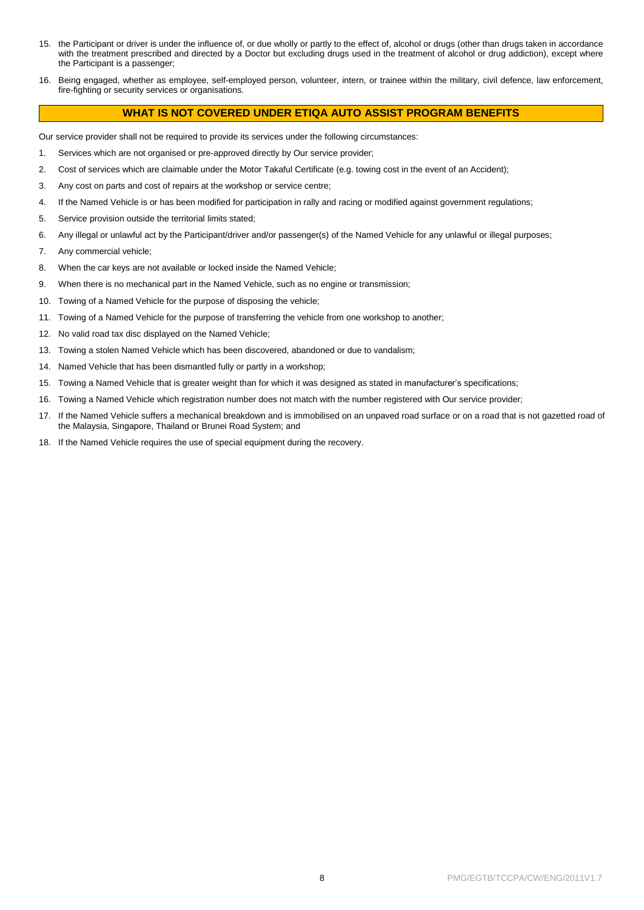15. the Participant or driver is under the influence of, or due wholly or partly to the effect of, alcohol or drugs (other than drugs taken in accordance with the treatment prescribed and directed by a Doctor but excluding drugs used in the treatment of alcohol or drug addiction), except where the Participant is a passenger;
16. Being engaged, whether as employee, self-employed person, volunteer, intern, or trainee within the military, civil defence, law enforcement, fire-fighting or security services or organisations.

## WHAT IS NOT COVERED UNDER ETIQA AUTO ASSIST PROGRAM BENEFITS

Our service provider shall not be required to provide its services under the following circumstances:

1. Services which are not organised or pre-approved directly by Our service provider;
2. Cost of services which are claimable under the Motor Takaful Certificate (e.g. towing cost in the event of an Accident);
3. Any cost on parts and cost of repairs at the workshop or service centre;
4. If the Named Vehicle is or has been modified for participation in rally and racing or modified against government regulations;
5. Service provision outside the territorial limits stated;
6. Any illegal or unlawful act by the Participant/driver and/or passenger(s) of the Named Vehicle for any unlawful or illegal purposes;
7. Any commercial vehicle;
8. When the car keys are not available or locked inside the Named Vehicle;
9. When there is no mechanical part in the Named Vehicle, such as no engine or transmission;
10. Towing of a Named Vehicle for the purpose of disposing the vehicle;
11. Towing of a Named Vehicle for the purpose of transferring the vehicle from one workshop to another;
12. No valid road tax disc displayed on the Named Vehicle;
13. Towing a stolen Named Vehicle which has been discovered, abandoned or due to vandalism;
14. Named Vehicle that has been dismantled fully or partly in a workshop;
15. Towing a Named Vehicle that is greater weight than for which it was designed as stated in manufacturer's specifications;
16. Towing a Named Vehicle which registration number does not match with the number registered with Our service provider;
17. If the Named Vehicle suffers a mechanical breakdown and is immobilised on an unpaved road surface or on a road that is not gazetted road of the Malaysia, Singapore, Thailand or Brunei Road System; and
18. If the Named Vehicle requires the use of special equipment during the recovery.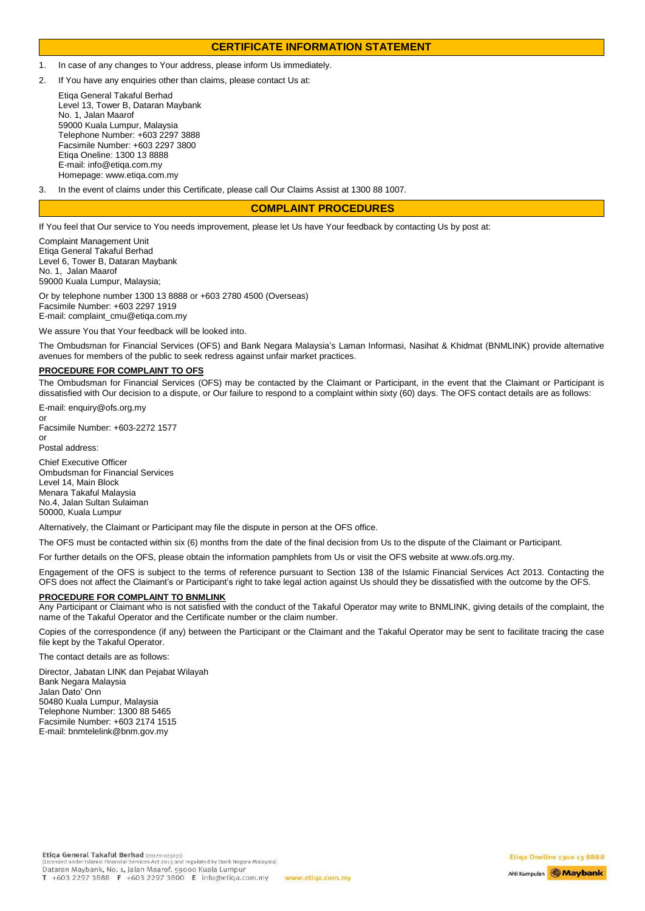## CERTIFICATE INFORMATION STATEMENT

1. In case of any changes to Your address, please inform Us immediately.
2. If You have any enquiries other than claims, please contact Us at:

   Etiqa General Takaful Berhad
   Level 13, Tower B, Dataran Maybank
   No. 1, Jalan Maarof
   59000 Kuala Lumpur, Malaysia
   Telephone Number: +603 2297 3888
   Facsimile Number: +603 2297 3800
   Etiqa Oneline: 1300 13 8888
   E-mail: info@etiqa.com.my
   Homepage: www.etiqa.com.my

3. In the event of claims under this Certificate, please call Our Claims Assist at 1300 88 1007.

## COMPLAINT PROCEDURES

If You feel that Our service to You needs improvement, please let Us have Your feedback by contacting Us by post at:

Complaint Management Unit
Etiqa General Takaful Berhad
Level 6, Tower B, Dataran Maybank
No. 1, Jalan Maarof
59000 Kuala Lumpur, Malaysia;

Or by telephone number 1300 13 8888 or +603 2780 4500 (Overseas)
Facsimile Number: +603 2297 1919
E-mail: complaint_cmu@etiqa.com.my

We assure You that Your feedback will be looked into.

The Ombudsman for Financial Services (OFS) and Bank Negara Malaysia's Laman Informasi, Nasihat & Khidmat (BNMLINK) provide alternative avenues for members of the public to seek redress against unfair market practices.

### PROCEDURE FOR COMPLAINT TO OFS

The Ombudsman for Financial Services (OFS) may be contacted by the Claimant or Participant, in the event that the Claimant or Participant is dissatisfied with Our decision to a dispute, or Our failure to respond to a complaint within sixty (60) days. The OFS contact details are as follows:

E-mail: enquiry@ofs.org.my
or
Facsimile Number: +603-2272 1577
or
Postal address:

Chief Executive Officer
Ombudsman for Financial Services
Level 14, Main Block
Menara Takaful Malaysia
No.4, Jalan Sultan Sulaiman
50000, Kuala Lumpur

Alternatively, the Claimant or Participant may file the dispute in person at the OFS office.

The OFS must be contacted within six (6) months from the date of the final decision from Us to the dispute of the Claimant or Participant.

For further details on the OFS, please obtain the information pamphlets from Us or visit the OFS website at www.ofs.org.my.

Engagement of the OFS is subject to the terms of reference pursuant to Section 138 of the Islamic Financial Services Act 2013. Contacting the OFS does not affect the Claimant's or Participant's right to take legal action against Us should they be dissatisfied with the outcome by the OFS.

### PROCEDURE FOR COMPLAINT TO BNMLINK

Any Participant or Claimant who is not satisfied with the conduct of the Takaful Operator may write to BNMLINK, giving details of the complaint, the name of the Takaful Operator and the Certificate number or the claim number.

Copies of the correspondence (if any) between the Participant or the Claimant and the Takaful Operator may be sent to facilitate tracing the case file kept by the Takaful Operator.

The contact details are as follows:

Director, Jabatan LINK dan Pejabat Wilayah
Bank Negara Malaysia
Jalan Dato' Onn
50480 Kuala Lumpur, Malaysia
Telephone Number: 1300 88 5465
Facsimile Number: +603 2174 1515
E-mail: bnmtelelink@bnm.gov.my